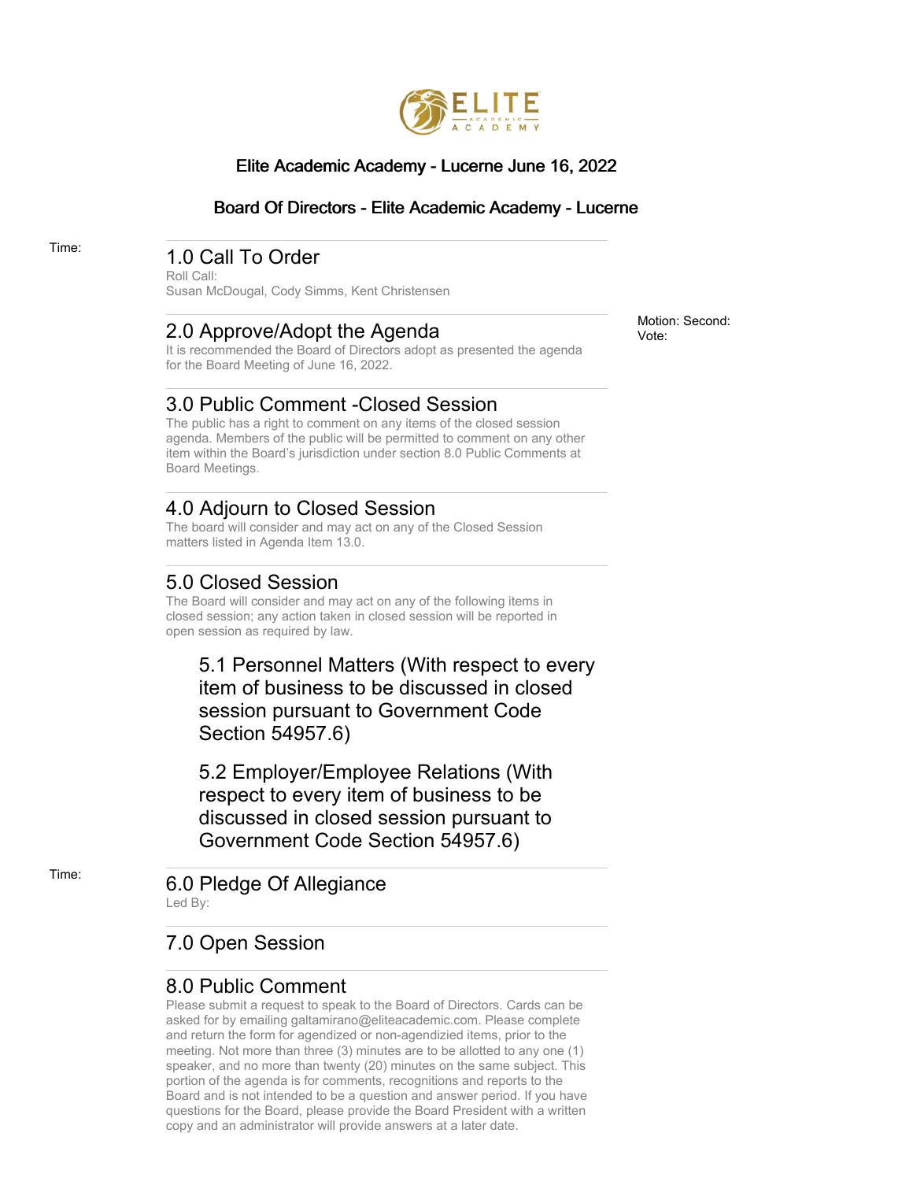# Elite Academic Academy - Lucerne June 16, 2022

## Board Of Directors - Elite Academic Academy - Lucerne

Time:

### 1.0 Call To Order

Roll Call:
Susan McDougal, Cody Simms, Kent Christensen

### 2.0 Approve/Adopt the Agenda

It is recommended the Board of Directors adopt as presented the agenda for the Board Meeting of June 16, 2022.

Motion: Second:
Vote:

### 3.0 Public Comment -Closed Session

The public has a right to comment on any items of the closed session agenda. Members of the public will be permitted to comment on any other item within the Board's jurisdiction under section 8.0 Public Comments at Board Meetings.

### 4.0 Adjourn to Closed Session

The board will consider and may act on any of the Closed Session matters listed in Agenda Item 13.0.

### 5.0 Closed Session

The Board will consider and may act on any of the following items in closed session; any action taken in closed session will be reported in open session as required by law.

#### 5.1 Personnel Matters (With respect to every item of business to be discussed in closed session pursuant to Government Code Section 54957.6)

#### 5.2 Employer/Employee Relations (With respect to every item of business to be discussed in closed session pursuant to Government Code Section 54957.6)

Time:

### 6.0 Pledge Of Allegiance

Led By:

### 7.0 Open Session

### 8.0 Public Comment

Please submit a request to speak to the Board of Directors. Cards can be asked for by emailing galtamirano@eliteacademic.com. Please complete and return the form for agendized or non-agendizied items, prior to the meeting. Not more than three (3) minutes are to be allotted to any one (1) speaker, and no more than twenty (20) minutes on the same subject. This portion of the agenda is for comments, recognitions and reports to the Board and is not intended to be a question and answer period. If you have questions for the Board, please provide the Board President with a written copy and an administrator will provide answers at a later date.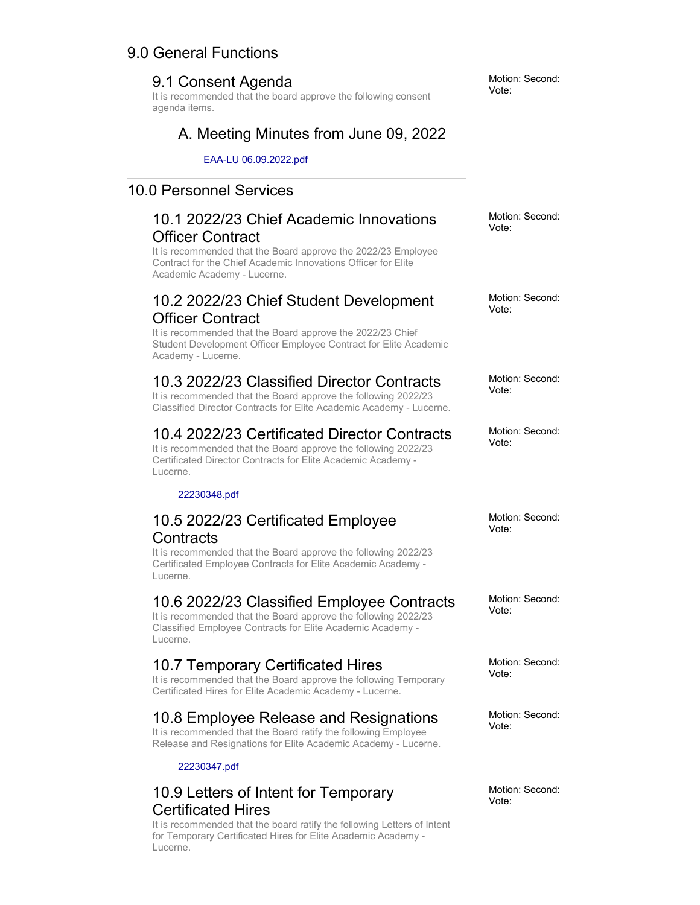## 9.0 General Functions

### 9.1 Consent Agenda

It is recommended that the board approve the following consent agenda items.

Motion: Second: Vote:

#### A. Meeting Minutes from June 09, 2022

EAA-LU 06.09.2022.pdf

## 10.0 Personnel Services

### 10.1 2022/23 Chief Academic Innovations Officer Contract

It is recommended that the Board approve the 2022/23 Employee Contract for the Chief Academic Innovations Officer for Elite Academic Academy - Lucerne.

Motion: Second: Vote:

### 10.2 2022/23 Chief Student Development Officer Contract

It is recommended that the Board approve the 2022/23 Chief Student Development Officer Employee Contract for Elite Academic Academy - Lucerne.

Motion: Second: Vote:

### 10.3 2022/23 Classified Director Contracts

It is recommended that the Board approve the following 2022/23 Classified Director Contracts for Elite Academic Academy - Lucerne.

Motion: Second: Vote:

### 10.4 2022/23 Certificated Director Contracts

It is recommended that the Board approve the following 2022/23 Certificated Director Contracts for Elite Academic Academy - Lucerne.

Motion: Second: Vote:

22230348.pdf

### 10.5 2022/23 Certificated Employee Contracts

It is recommended that the Board approve the following 2022/23 Certificated Employee Contracts for Elite Academic Academy - Lucerne.

Motion: Second: Vote:

### 10.6 2022/23 Classified Employee Contracts

It is recommended that the Board approve the following 2022/23 Classified Employee Contracts for Elite Academic Academy - Lucerne.

Motion: Second: Vote:

### 10.7 Temporary Certificated Hires

It is recommended that the Board approve the following Temporary Certificated Hires for Elite Academic Academy - Lucerne.

Motion: Second: Vote:

### 10.8 Employee Release and Resignations

It is recommended that the Board ratify the following Employee Release and Resignations for Elite Academic Academy - Lucerne.

Motion: Second: Vote:

22230347.pdf

### 10.9 Letters of Intent for Temporary Certificated Hires

It is recommended that the board ratify the following Letters of Intent for Temporary Certificated Hires for Elite Academic Academy - Lucerne.

Motion: Second: Vote: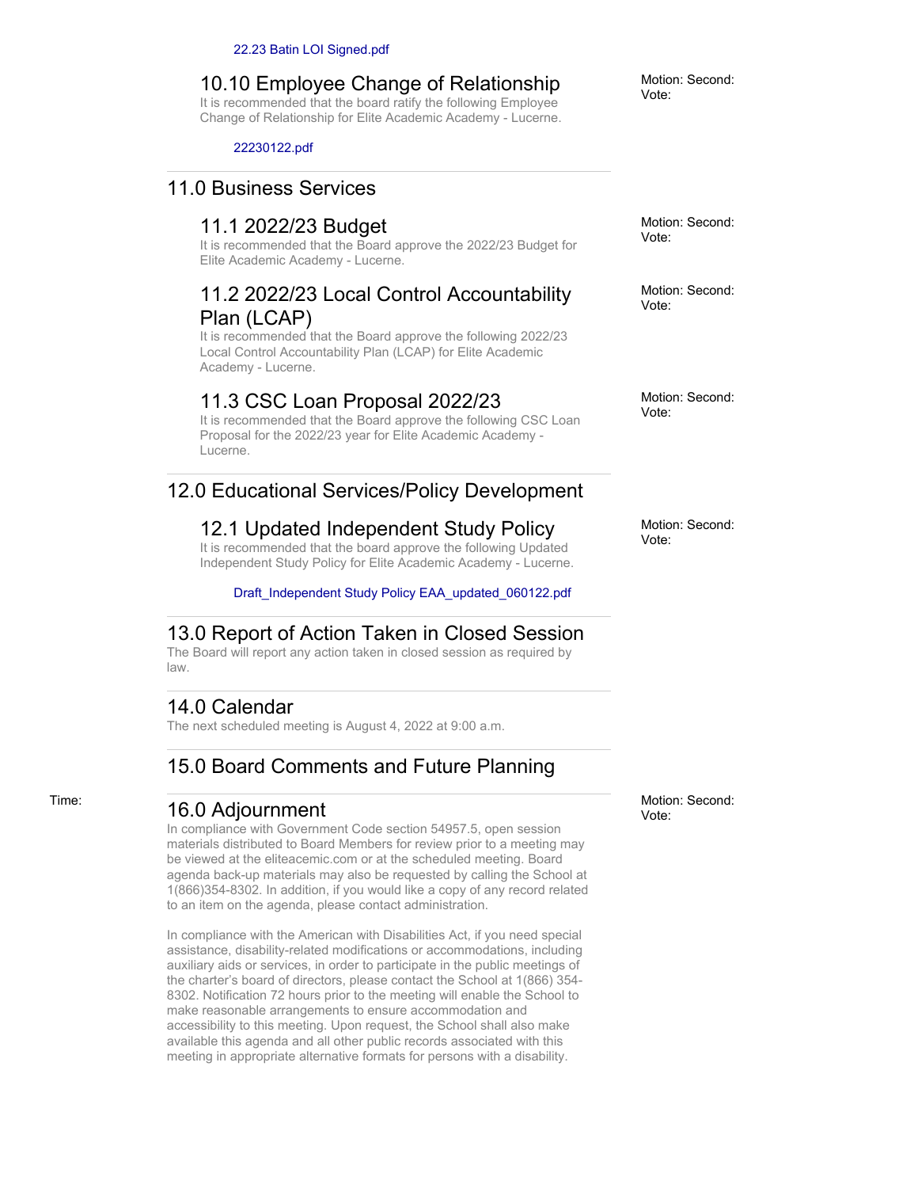22.23 Batin LOI Signed.pdf

### 10.10 Employee Change of Relationship

It is recommended that the board ratify the following Employee Change of Relationship for Elite Academic Academy - Lucerne.

22230122.pdf

Motion: Second:
Vote:

## 11.0 Business Services

### 11.1 2022/23 Budget

It is recommended that the Board approve the 2022/23 Budget for Elite Academic Academy - Lucerne.

Motion: Second:
Vote:

### 11.2 2022/23 Local Control Accountability Plan (LCAP)

It is recommended that the Board approve the following 2022/23 Local Control Accountability Plan (LCAP) for Elite Academic Academy - Lucerne.

Motion: Second:
Vote:

### 11.3 CSC Loan Proposal 2022/23

It is recommended that the Board approve the following CSC Loan Proposal for the 2022/23 year for Elite Academic Academy - Lucerne.

Motion: Second:
Vote:

## 12.0 Educational Services/Policy Development

### 12.1 Updated Independent Study Policy

It is recommended that the board approve the following Updated Independent Study Policy for Elite Academic Academy - Lucerne.

Draft_Independent Study Policy EAA_updated_060122.pdf

Motion: Second:
Vote:

## 13.0 Report of Action Taken in Closed Session

The Board will report any action taken in closed session as required by law.

## 14.0 Calendar

The next scheduled meeting is August 4, 2022 at 9:00 a.m.

## 15.0 Board Comments and Future Planning

Time:

## 16.0 Adjournment

Motion: Second:
Vote:

In compliance with Government Code section 54957.5, open session materials distributed to Board Members for review prior to a meeting may be viewed at the eliteacemic.com or at the scheduled meeting. Board agenda back-up materials may also be requested by calling the School at 1(866)354-8302. In addition, if you would like a copy of any record related to an item on the agenda, please contact administration.

In compliance with the American with Disabilities Act, if you need special assistance, disability-related modifications or accommodations, including auxiliary aids or services, in order to participate in the public meetings of the charter's board of directors, please contact the School at 1(866) 354-8302. Notification 72 hours prior to the meeting will enable the School to make reasonable arrangements to ensure accommodation and accessibility to this meeting. Upon request, the School shall also make available this agenda and all other public records associated with this meeting in appropriate alternative formats for persons with a disability.